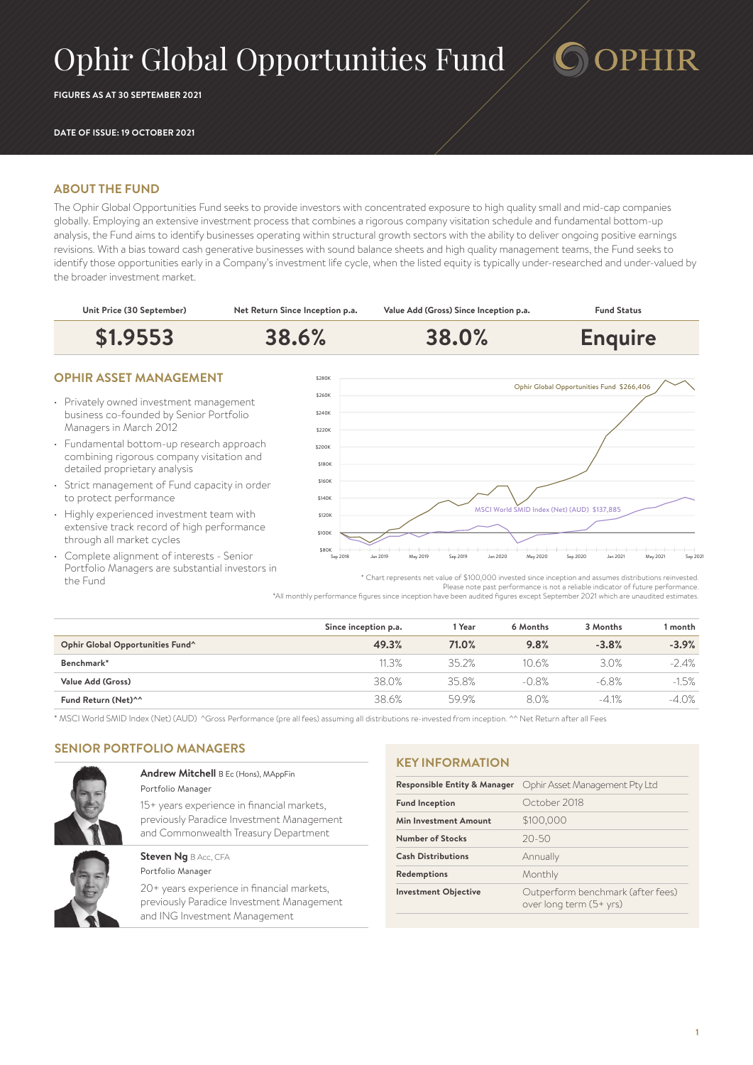# Ophir Global Opportunities Fund

**FIGURES AS AT 30 SEPTEMBER 2021**

**DATE OF ISSUE: 19 OCTOBER 2021**

## ABOUT THE FUND

The Ophir Global Opportunities Fund seeks to provide investors with concentrated exposure to high quality small and mid-cap companies globally. Employing an extensive investment process that combines a rigorous company visitation schedule and fundamental bottom-up analysis, the Fund aims to identify businesses operating within structural growth sectors with the ability to deliver ongoing positive earnings revisions. With a bias toward cash generative businesses with sound balance sheets and high quality management teams, the Fund seeks to identify those opportunities early in a Company's investment life cycle, when the listed equity is typically under-researched and under-valued by the broader investment market.

| Unit Price (30 September) | Net Return Since Inception p.a. | Value Add (Gross) Since Inception p.a. | Fund Status |
|---|---|---|---|
| **$1.9553** | **38.6%** | **38.0%** | **Enquire** |

## OPHIR ASSET MANAGEMENT

- Privately owned investment management business co-founded by Senior Portfolio Managers in March 2012
- Fundamental bottom-up research approach combining rigorous company visitation and detailed proprietary analysis
- Strict management of Fund capacity in order to protect performance
- Highly experienced investment team with extensive track record of high performance through all market cycles
- Complete alignment of interests - Senior Portfolio Managers are substantial investors in the Fund

Ophir Global Opportunities Fund $266,406

MSCI World SMID Index (Net) (AUD) $137,885

\* Chart represents net value of $100,000 invested since inception and assumes distributions reinvested. Please note past performance is not a reliable indicator of future performance.

\*All monthly performance figures since inception have been audited figures except September 2021 which are unaudited estimates.

| | Since inception p.a. | 1 Year | 6 Months | 3 Months | 1 month |
|---|---|---|---|---|---|
| **Ophir Global Opportunities Fund^** | **49.3%** | **71.0%** | **9.8%** | **-3.8%** | **-3.9%** |
| **Benchmark*** | 11.3% | 35.2% | 10.6% | 3.0% | -2.4% |
| **Value Add (Gross)** | 38.0% | 35.8% | -0.8% | -6.8% | -1.5% |
| **Fund Return (Net)^^** | 38.6% | 59.9% | 8.0% | -4.1% | -4.0% |

\* MSCI World SMID Index (Net) (AUD) ^Gross Performance (pre all fees) assuming all distributions re-invested from inception. ^^ Net Return after all Fees

## SENIOR PORTFOLIO MANAGERS

**Andrew Mitchell** B Ec (Hons), MAppFin
Portfolio Manager
15+ years experience in financial markets, previously Paradice Investment Management and Commonwealth Treasury Department

**Steven Ng** B Acc, CFA
Portfolio Manager
20+ years experience in financial markets, previously Paradice Investment Management and ING Investment Management

## KEY INFORMATION

| | |
|---|---|
| **Responsible Entity & Manager** | Ophir Asset Management Pty Ltd |
| **Fund Inception** | October 2018 |
| **Min Investment Amount** | $100,000 |
| **Number of Stocks** | 20-50 |
| **Cash Distributions** | Annually |
| **Redemptions** | Monthly |
| **Investment Objective** | Outperform benchmark (after fees) over long term (5+ yrs) |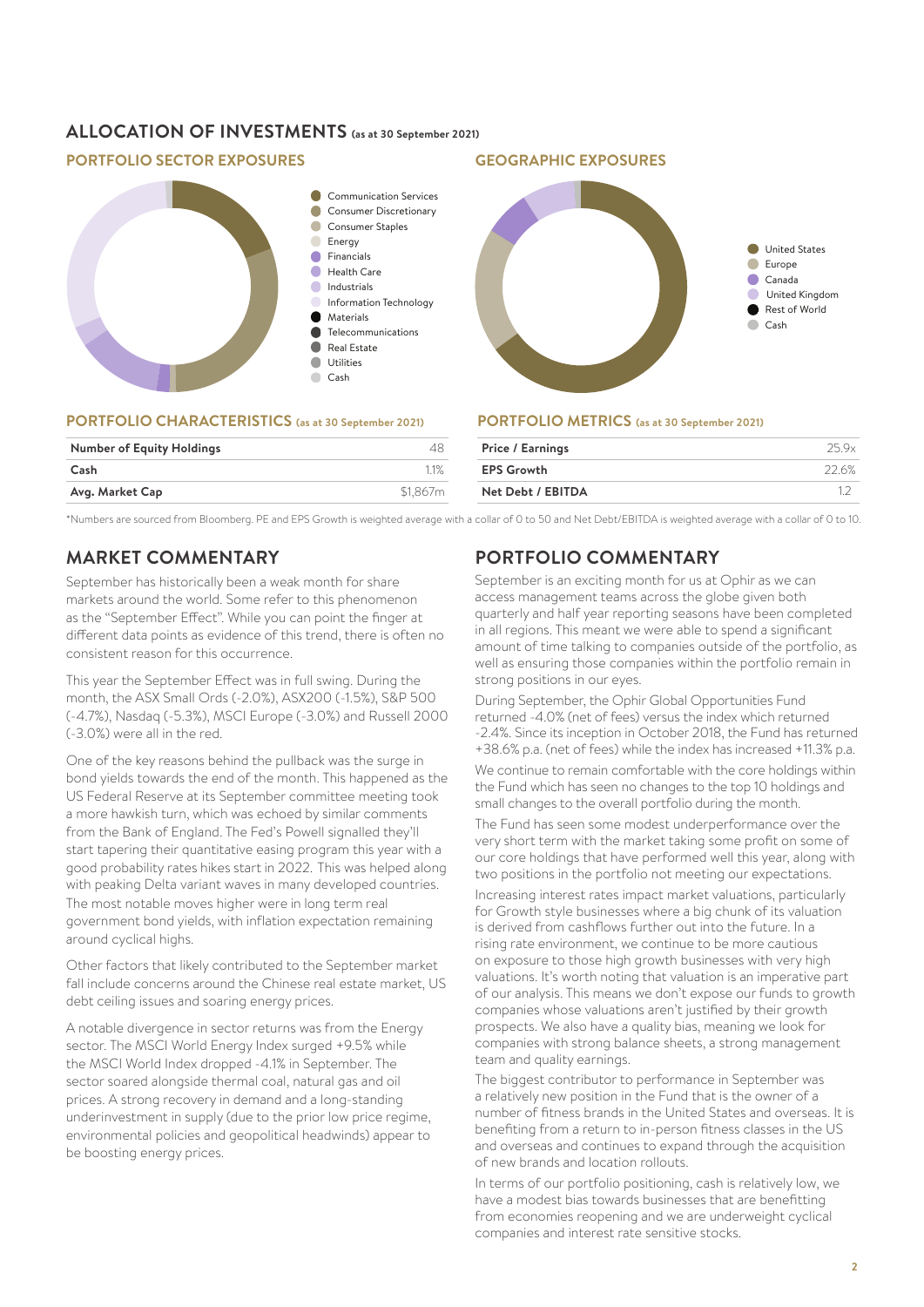## ALLOCATION OF INVESTMENTS (as at 30 September 2021)

### PORTFOLIO SECTOR EXPOSURES

- Communication Services
- Consumer Discretionary
- Consumer Staples
- Energy
- Financials
- Health Care
- Industrials
- Information Technology
- Materials
- Telecommunications
- Real Estate
- Utilities
- Cash

### GEOGRAPHIC EXPOSURES

- United States
- Europe
- Canada
- United Kingdom
- Rest of World
- Cash

### PORTFOLIO CHARACTERISTICS (as at 30 September 2021)

| | |
|---|---|
| **Number of Equity Holdings** | 48 |
| **Cash** | 1.1% |
| **Avg. Market Cap** | $1,867m |

### PORTFOLIO METRICS (as at 30 September 2021)

| | |
|---|---|
| **Price / Earnings** | 25.9x |
| **EPS Growth** | 22.6% |
| **Net Debt / EBITDA** | 1.2 |

*Numbers are sourced from Bloomberg. PE and EPS Growth is weighted average with a collar of 0 to 50 and Net Debt/EBITDA is weighted average with a collar of 0 to 10.

## MARKET COMMENTARY

September has historically been a weak month for share markets around the world. Some refer to this phenomenon as the "September Effect". While you can point the finger at different data points as evidence of this trend, there is often no consistent reason for this occurrence.

This year the September Effect was in full swing. During the month, the ASX Small Ords (-2.0%), ASX200 (-1.5%), S&P 500 (-4.7%), Nasdaq (-5.3%), MSCI Europe (-3.0%) and Russell 2000 (-3.0%) were all in the red.

One of the key reasons behind the pullback was the surge in bond yields towards the end of the month. This happened as the US Federal Reserve at its September committee meeting took a more hawkish turn, which was echoed by similar comments from the Bank of England. The Fed's Powell signalled they'll start tapering their quantitative easing program this year with a good probability rates hikes start in 2022. This was helped along with peaking Delta variant waves in many developed countries. The most notable moves higher were in long term real government bond yields, with inflation expectation remaining around cyclical highs.

Other factors that likely contributed to the September market fall include concerns around the Chinese real estate market, US debt ceiling issues and soaring energy prices.

A notable divergence in sector returns was from the Energy sector. The MSCI World Energy Index surged +9.5% while the MSCI World Index dropped -4.1% in September. The sector soared alongside thermal coal, natural gas and oil prices. A strong recovery in demand and a long-standing underinvestment in supply (due to the prior low price regime, environmental policies and geopolitical headwinds) appear to be boosting energy prices.

## PORTFOLIO COMMENTARY

September is an exciting month for us at Ophir as we can access management teams across the globe given both quarterly and half year reporting seasons have been completed in all regions. This meant we were able to spend a significant amount of time talking to companies outside of the portfolio, as well as ensuring those companies within the portfolio remain in strong positions in our eyes.

During September, the Ophir Global Opportunities Fund returned -4.0% (net of fees) versus the index which returned -2.4%. Since its inception in October 2018, the Fund has returned +38.6% p.a. (net of fees) while the index has increased +11.3% p.a.

We continue to remain comfortable with the core holdings within the Fund which has seen no changes to the top 10 holdings and small changes to the overall portfolio during the month.

The Fund has seen some modest underperformance over the very short term with the market taking some profit on some of our core holdings that have performed well this year, along with two positions in the portfolio not meeting our expectations.

Increasing interest rates impact market valuations, particularly for Growth style businesses where a big chunk of its valuation is derived from cashflows further out into the future. In a rising rate environment, we continue to be more cautious on exposure to those high growth businesses with very high valuations. It's worth noting that valuation is an imperative part of our analysis. This means we don't expose our funds to growth companies whose valuations aren't justified by their growth prospects. We also have a quality bias, meaning we look for companies with strong balance sheets, a strong management team and quality earnings.

The biggest contributor to performance in September was a relatively new position in the Fund that is the owner of a number of fitness brands in the United States and overseas. It is benefiting from a return to in-person fitness classes in the US and overseas and continues to expand through the acquisition of new brands and location rollouts.

In terms of our portfolio positioning, cash is relatively low, we have a modest bias towards businesses that are benefitting from economies reopening and we are underweight cyclical companies and interest rate sensitive stocks.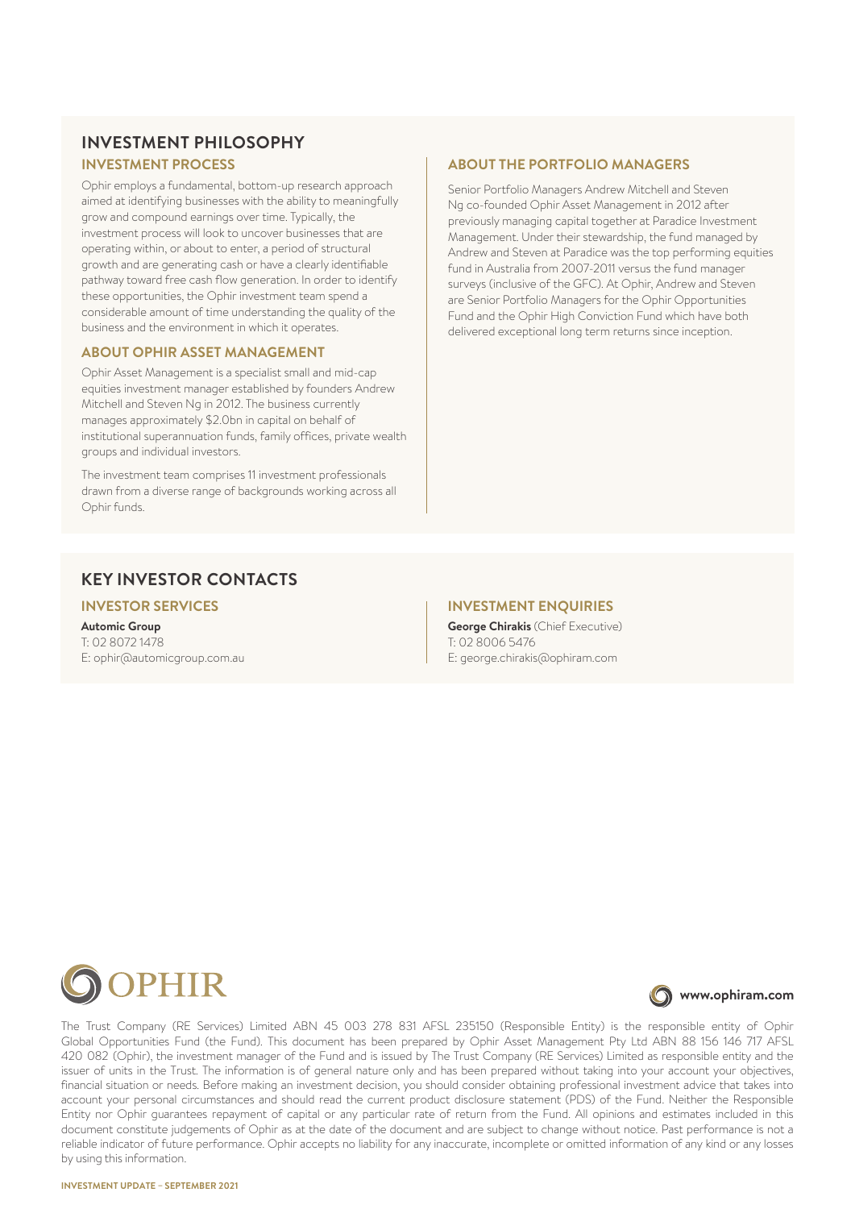## INVESTMENT PHILOSOPHY

### INVESTMENT PROCESS

Ophir employs a fundamental, bottom-up research approach aimed at identifying businesses with the ability to meaningfully grow and compound earnings over time. Typically, the investment process will look to uncover businesses that are operating within, or about to enter, a period of structural growth and are generating cash or have a clearly identifiable pathway toward free cash flow generation. In order to identify these opportunities, the Ophir investment team spend a considerable amount of time understanding the quality of the business and the environment in which it operates.

### ABOUT OPHIR ASSET MANAGEMENT

Ophir Asset Management is a specialist small and mid-cap equities investment manager established by founders Andrew Mitchell and Steven Ng in 2012. The business currently manages approximately $2.0bn in capital on behalf of institutional superannuation funds, family offices, private wealth groups and individual investors.

The investment team comprises 11 investment professionals drawn from a diverse range of backgrounds working across all Ophir funds.

### ABOUT THE PORTFOLIO MANAGERS

Senior Portfolio Managers Andrew Mitchell and Steven Ng co-founded Ophir Asset Management in 2012 after previously managing capital together at Paradice Investment Management. Under their stewardship, the fund managed by Andrew and Steven at Paradice was the top performing equities fund in Australia from 2007-2011 versus the fund manager surveys (inclusive of the GFC). At Ophir, Andrew and Steven are Senior Portfolio Managers for the Ophir Opportunities Fund and the Ophir High Conviction Fund which have both delivered exceptional long term returns since inception.

## KEY INVESTOR CONTACTS

### INVESTOR SERVICES

**Automic Group**
T: 02 8072 1478
E: ophir@automicgroup.com.au

### INVESTMENT ENQUIRIES

**George Chirakis** (Chief Executive)
T: 02 8006 5476
E: george.chirakis@ophiram.com

OPHIR

www.ophiram.com

The Trust Company (RE Services) Limited ABN 45 003 278 831 AFSL 235150 (Responsible Entity) is the responsible entity of Ophir Global Opportunities Fund (the Fund). This document has been prepared by Ophir Asset Management Pty Ltd ABN 88 156 146 717 AFSL 420 082 (Ophir), the investment manager of the Fund and is issued by The Trust Company (RE Services) Limited as responsible entity and the issuer of units in the Trust. The information is of general nature only and has been prepared without taking into your account your objectives, financial situation or needs. Before making an investment decision, you should consider obtaining professional investment advice that takes into account your personal circumstances and should read the current product disclosure statement (PDS) of the Fund. Neither the Responsible Entity nor Ophir guarantees repayment of capital or any particular rate of return from the Fund. All opinions and estimates included in this document constitute judgements of Ophir as at the date of the document and are subject to change without notice. Past performance is not a reliable indicator of future performance. Ophir accepts no liability for any inaccurate, incomplete or omitted information of any kind or any losses by using this information.